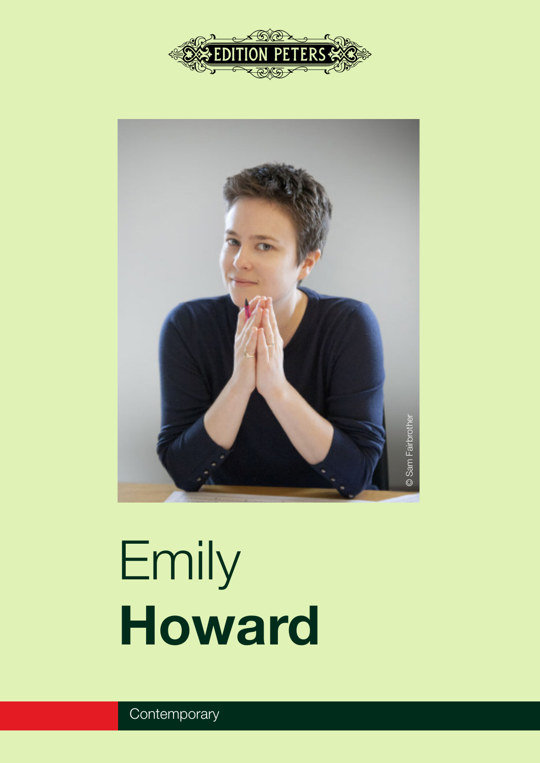EDITION PETERS

© Sam Fairbrother

# Emily **Howard**

Contemporary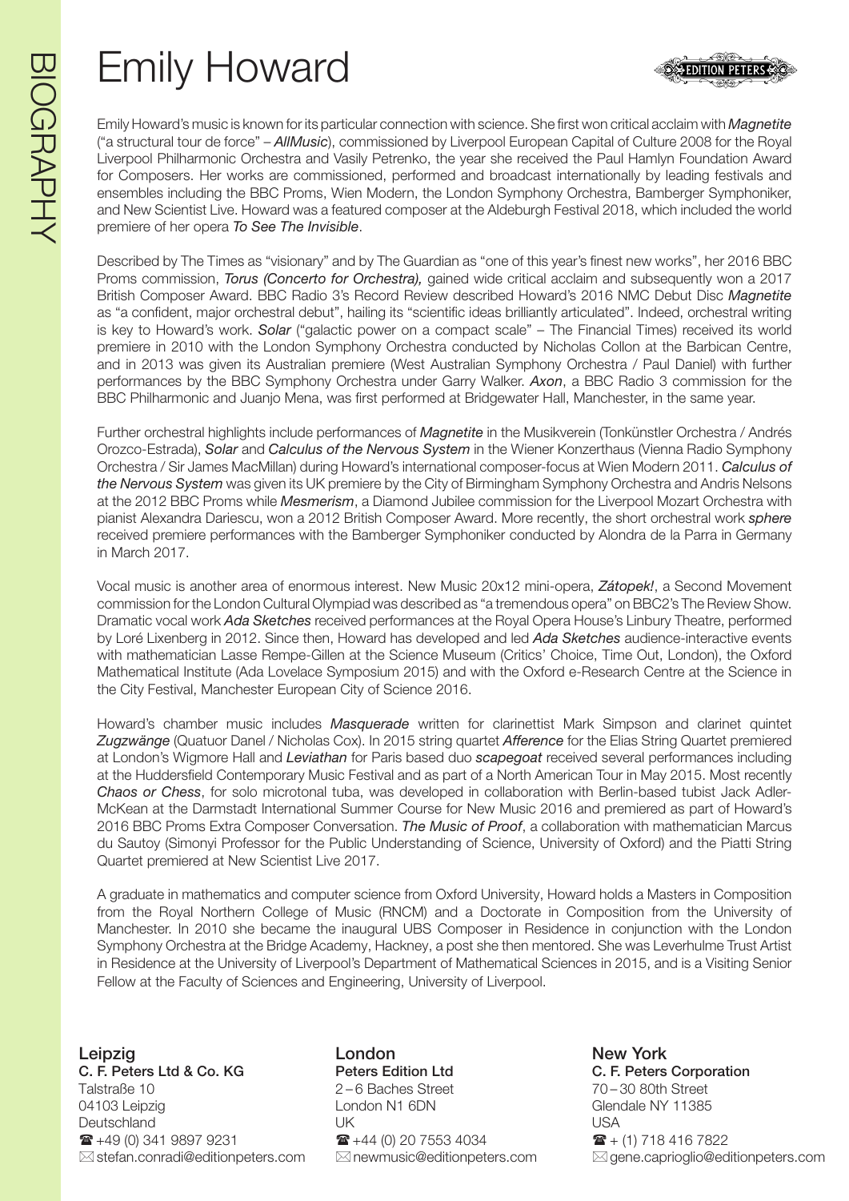# Emily Howard

Emily Howard's music is known for its particular connection with science. She first won critical acclaim with ***Magnetite*** ("a structural tour de force" – *AllMusic*), commissioned by Liverpool European Capital of Culture 2008 for the Royal Liverpool Philharmonic Orchestra and Vasily Petrenko, the year she received the Paul Hamlyn Foundation Award for Composers. Her works are commissioned, performed and broadcast internationally by leading festivals and ensembles including the BBC Proms, Wien Modern, the London Symphony Orchestra, Bamberger Symphoniker, and New Scientist Live. Howard was a featured composer at the Aldeburgh Festival 2018, which included the world premiere of her opera *To See The Invisible*.

Described by The Times as "visionary" and by The Guardian as "one of this year's finest new works", her 2016 BBC Proms commission, ***Torus (Concerto for Orchestra),*** gained wide critical acclaim and subsequently won a 2017 British Composer Award. BBC Radio 3's Record Review described Howard's 2016 NMC Debut Disc ***Magnetite*** as "a confident, major orchestral debut", hailing its "scientific ideas brilliantly articulated". Indeed, orchestral writing is key to Howard's work. ***Solar*** ("galactic power on a compact scale" – The Financial Times) received its world premiere in 2010 with the London Symphony Orchestra conducted by Nicholas Collon at the Barbican Centre, and in 2013 was given its Australian premiere (West Australian Symphony Orchestra / Paul Daniel) with further performances by the BBC Symphony Orchestra under Garry Walker. ***Axon***, a BBC Radio 3 commission for the BBC Philharmonic and Juanjo Mena, was first performed at Bridgewater Hall, Manchester, in the same year.

Further orchestral highlights include performances of ***Magnetite*** in the Musikverein (Tonkünstler Orchestra / Andrés Orozco-Estrada), ***Solar*** and ***Calculus of the Nervous System*** in the Wiener Konzerthaus (Vienna Radio Symphony Orchestra / Sir James MacMillan) during Howard's international composer-focus at Wien Modern 2011. ***Calculus of the Nervous System*** was given its UK premiere by the City of Birmingham Symphony Orchestra and Andris Nelsons at the 2012 BBC Proms while ***Mesmerism***, a Diamond Jubilee commission for the Liverpool Mozart Orchestra with pianist Alexandra Dariescu, won a 2012 British Composer Award. More recently, the short orchestral work ***sphere*** received premiere performances with the Bamberger Symphoniker conducted by Alondra de la Parra in Germany in March 2017.

Vocal music is another area of enormous interest. New Music 20x12 mini-opera, ***Zátopek!***, a Second Movement commission for the London Cultural Olympiad was described as "a tremendous opera" on BBC2's The Review Show. Dramatic vocal work ***Ada Sketches*** received performances at the Royal Opera House's Linbury Theatre, performed by Loré Lixenberg in 2012. Since then, Howard has developed and led ***Ada Sketches*** audience-interactive events with mathematician Lasse Rempe-Gillen at the Science Museum (Critics' Choice, Time Out, London), the Oxford Mathematical Institute (Ada Lovelace Symposium 2015) and with the Oxford e-Research Centre at the Science in the City Festival, Manchester European City of Science 2016.

Howard's chamber music includes ***Masquerade*** written for clarinettist Mark Simpson and clarinet quintet ***Zugzwänge*** (Quatuor Danel / Nicholas Cox). In 2015 string quartet ***Afference*** for the Elias String Quartet premiered at London's Wigmore Hall and ***Leviathan*** for Paris based duo ***scapegoat*** received several performances including at the Huddersfield Contemporary Music Festival and as part of a North American Tour in May 2015. Most recently ***Chaos or Chess***, for solo microtonal tuba, was developed in collaboration with Berlin-based tubist Jack Adler-McKean at the Darmstadt International Summer Course for New Music 2016 and premiered as part of Howard's 2016 BBC Proms Extra Composer Conversation. ***The Music of Proof***, a collaboration with mathematician Marcus du Sautoy (Simonyi Professor for the Public Understanding of Science, University of Oxford) and the Piatti String Quartet premiered at New Scientist Live 2017.

A graduate in mathematics and computer science from Oxford University, Howard holds a Masters in Composition from the Royal Northern College of Music (RNCM) and a Doctorate in Composition from the University of Manchester. In 2010 she became the inaugural UBS Composer in Residence in conjunction with the London Symphony Orchestra at the Bridge Academy, Hackney, a post she then mentored. She was Leverhulme Trust Artist in Residence at the University of Liverpool's Department of Mathematical Sciences in 2015, and is a Visiting Senior Fellow at the Faculty of Sciences and Engineering, University of Liverpool.

**Leipzig**
**C. F. Peters Ltd & Co. KG**
Talstraße 10
04103 Leipzig
Deutschland
☎ +49 (0) 341 9897 9231
✉ stefan.conradi@editionpeters.com

**London**
**Peters Edition Ltd**
2 – 6 Baches Street
London N1 6DN
UK
☎ +44 (0) 20 7553 4034
✉ newmusic@editionpeters.com

**New York**
**C. F. Peters Corporation**
70 – 30 80th Street
Glendale NY 11385
USA
☎ + (1) 718 416 7822
✉ gene.caprioglio@editionpeters.com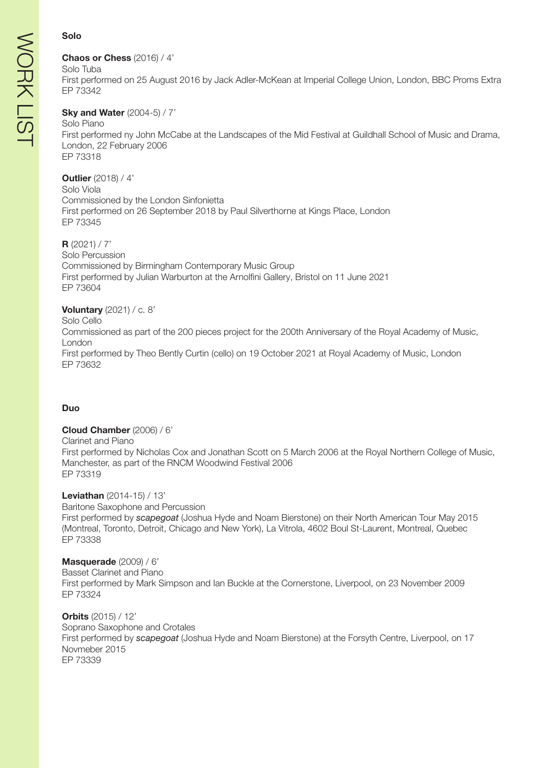## Solo

**Chaos or Chess** (2016) / 4'
Solo Tuba
First performed on 25 August 2016 by Jack Adler-McKean at Imperial College Union, London, BBC Proms Extra
EP 73342

**Sky and Water** (2004-5) / 7'
Solo Piano
First performed ny John McCabe at the Landscapes of the Mid Festival at Guildhall School of Music and Drama, London, 22 February 2006
EP 73318

**Outlier** (2018) / 4'
Solo Viola
Commissioned by the London Sinfonietta
First performed on 26 September 2018 by Paul Silverthorne at Kings Place, London
EP 73345

**R** (2021) / 7'
Solo Percussion
Commissioned by Birmingham Contemporary Music Group
First performed by Julian Warburton at the Arnolfini Gallery, Bristol on 11 June 2021
EP 73604

**Voluntary** (2021) / c. 8'
Solo Cello
Commissioned as part of the 200 pieces project for the 200th Anniversary of the Royal Academy of Music, London
First performed by Theo Bently Curtin (cello) on 19 October 2021 at Royal Academy of Music, London
EP 73632

## Duo

**Cloud Chamber** (2006) / 6'
Clarinet and Piano
First performed by Nicholas Cox and Jonathan Scott on 5 March 2006 at the Royal Northern College of Music, Manchester, as part of the RNCM Woodwind Festival 2006
EP 73319

**Leviathan** (2014-15) / 13'
Baritone Saxophone and Percussion
First performed by *scapegoat* (Joshua Hyde and Noam Bierstone) on their North American Tour May 2015 (Montreal, Toronto, Detroit, Chicago and New York), La Vitrola, 4602 Boul St-Laurent, Montreal, Quebec
EP 73338

**Masquerade** (2009) / 6'
Basset Clarinet and Piano
First performed by Mark Simpson and Ian Buckle at the Cornerstone, Liverpool, on 23 November 2009
EP 73324

**Orbits** (2015) / 12'
Soprano Saxophone and Crotales
First performed by *scapegoat* (Joshua Hyde and Noam Bierstone) at the Forsyth Centre, Liverpool, on 17 Novmeber 2015
EP 73339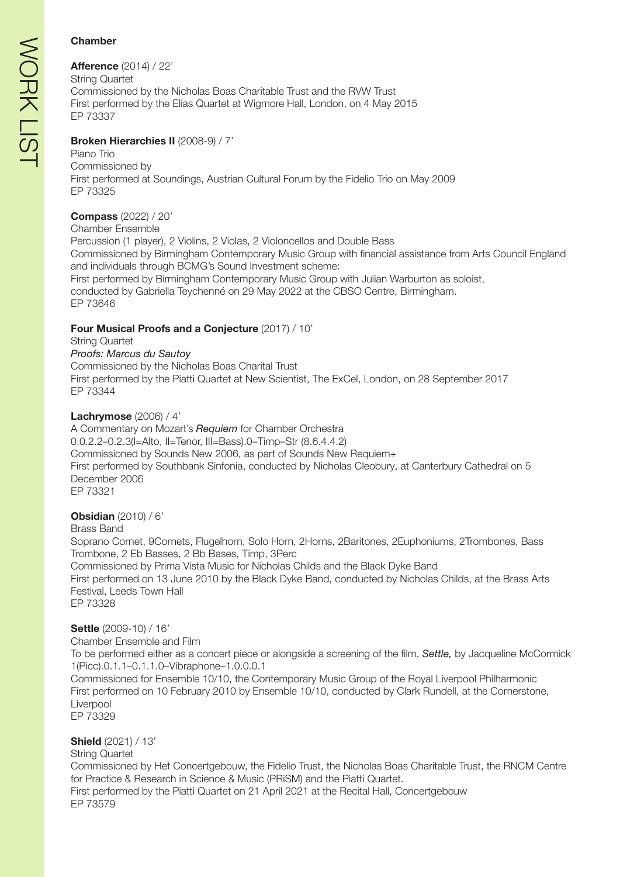## Chamber

**Afference** (2014) / 22'
String Quartet
Commissioned by the Nicholas Boas Charitable Trust and the RVW Trust
First performed by the Elias Quartet at Wigmore Hall, London, on 4 May 2015
EP 73337

**Broken Hierarchies II** (2008-9) / 7'
Piano Trio
Commissioned by
First performed at Soundings, Austrian Cultural Forum by the Fidelio Trio on May 2009
EP 73325

**Compass** (2022) / 20'
Chamber Ensemble
Percussion (1 player), 2 Violins, 2 Violas, 2 Violoncellos and Double Bass
Commissioned by Birmingham Contemporary Music Group with financial assistance from Arts Council England and individuals through BCMG's Sound Investment scheme:
First performed by Birmingham Contemporary Music Group with Julian Warburton as soloist, conducted by Gabriella Teychenné on 29 May 2022 at the CBSO Centre, Birmingham.
EP 73646

**Four Musical Proofs and a Conjecture** (2017) / 10'
String Quartet
*Proofs: Marcus du Sautoy*
Commissioned by the Nicholas Boas Charital Trust
First performed by the Piatti Quartet at New Scientist, The ExCel, London, on 28 September 2017
EP 73344

**Lachrymose** (2006) / 4'
A Commentary on Mozart's *Requiem* for Chamber Orchestra
0.0.2.2–0.2.3(I=Alto, II=Tenor, III=Bass).0–Timp–Str (8.6.4.4.2)
Commissioned by Sounds New 2006, as part of Sounds New Requiem+
First performed by Southbank Sinfonia, conducted by Nicholas Cleobury, at Canterbury Cathedral on 5 December 2006
EP 73321

**Obsidian** (2010) / 6'
Brass Band
Soprano Cornet, 9Cornets, Flugelhorn, Solo Horn, 2Horns, 2Baritones, 2Euphoniums, 2Trombones, Bass Trombone, 2 Eb Basses, 2 Bb Bases, Timp, 3Perc
Commissioned by Prima Vista Music for Nicholas Childs and the Black Dyke Band
First performed on 13 June 2010 by the Black Dyke Band, conducted by Nicholas Childs, at the Brass Arts Festival, Leeds Town Hall
EP 73328

**Settle** (2009-10) / 16'
Chamber Ensemble and Film
To be performed either as a concert piece or alongside a screening of the film, ***Settle,*** by Jacqueline McCormick
1(Picc).0.1.1–0.1.1.0–Vibraphone–1.0.0.0.1
Commissioned for Ensemble 10/10, the Contemporary Music Group of the Royal Liverpool Philharmonic
First performed on 10 February 2010 by Ensemble 10/10, conducted by Clark Rundell, at the Cornerstone, Liverpool
EP 73329

**Shield** (2021) / 13'
String Quartet
Commissioned by Het Concertgebouw, the Fidelio Trust, the Nicholas Boas Charitable Trust, the RNCM Centre for Practice & Research in Science & Music (PRiSM) and the Piatti Quartet.
First performed by the Piatti Quartet on 21 April 2021 at the Recital Hall, Concertgebouw
EP 73579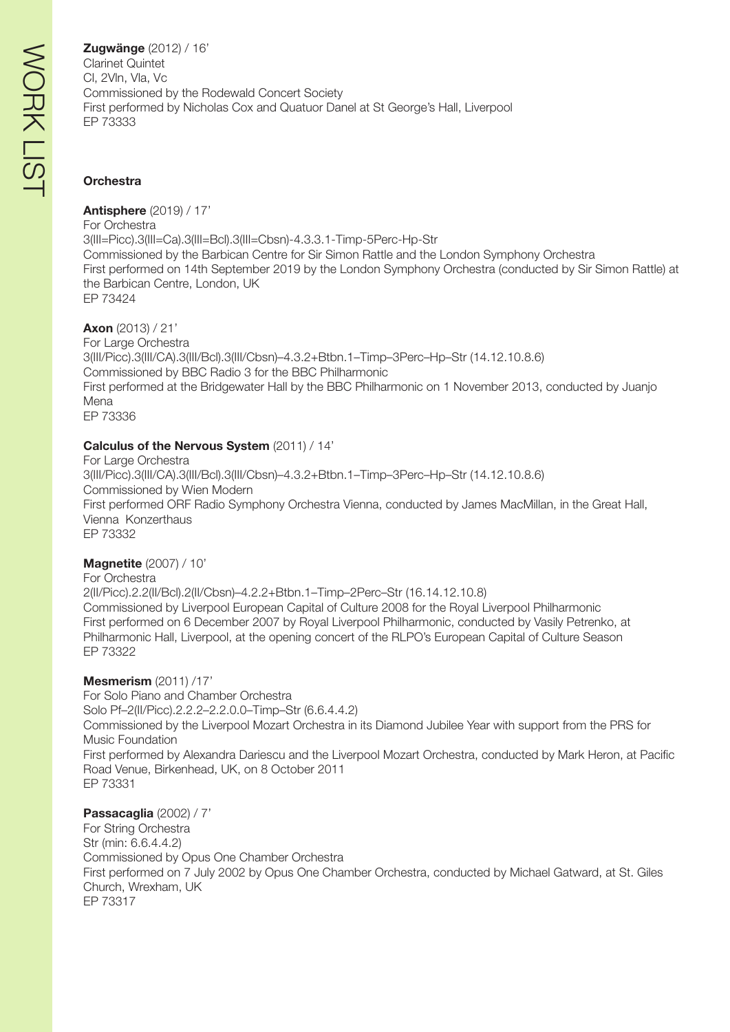**Zugwänge** (2012) / 16'
Clarinet Quintet
Cl, 2Vln, Vla, Vc
Commissioned by the Rodewald Concert Society
First performed by Nicholas Cox and Quatuor Danel at St George's Hall, Liverpool
EP 73333

### Orchestra

**Antisphere** (2019) / 17'
For Orchestra
3(III=Picc).3(III=Ca).3(III=Bcl).3(III=Cbsn)-4.3.3.1-Timp-5Perc-Hp-Str
Commissioned by the Barbican Centre for Sir Simon Rattle and the London Symphony Orchestra
First performed on 14th September 2019 by the London Symphony Orchestra (conducted by Sir Simon Rattle) at the Barbican Centre, London, UK
EP 73424

**Axon** (2013) / 21'
For Large Orchestra
3(III/Picc).3(III/CA).3(III/Bcl).3(III/Cbsn)–4.3.2+Btbn.1–Timp–3Perc–Hp–Str (14.12.10.8.6)
Commissioned by BBC Radio 3 for the BBC Philharmonic
First performed at the Bridgewater Hall by the BBC Philharmonic on 1 November 2013, conducted by Juanjo Mena
EP 73336

**Calculus of the Nervous System** (2011) / 14'
For Large Orchestra
3(III/Picc).3(III/CA).3(III/Bcl).3(III/Cbsn)–4.3.2+Btbn.1–Timp–3Perc–Hp–Str (14.12.10.8.6)
Commissioned by Wien Modern
First performed ORF Radio Symphony Orchestra Vienna, conducted by James MacMillan, in the Great Hall, Vienna Konzerthaus
EP 73332

**Magnetite** (2007) / 10'
For Orchestra
2(II/Picc).2.2(II/Bcl).2(II/Cbsn)–4.2.2+Btbn.1–Timp–2Perc–Str (16.14.12.10.8)
Commissioned by Liverpool European Capital of Culture 2008 for the Royal Liverpool Philharmonic
First performed on 6 December 2007 by Royal Liverpool Philharmonic, conducted by Vasily Petrenko, at Philharmonic Hall, Liverpool, at the opening concert of the RLPO's European Capital of Culture Season
EP 73322

**Mesmerism** (2011) /17'
For Solo Piano and Chamber Orchestra
Solo Pf–2(II/Picc).2.2.2–2.2.0.0–Timp–Str (6.6.4.4.2)
Commissioned by the Liverpool Mozart Orchestra in its Diamond Jubilee Year with support from the PRS for Music Foundation
First performed by Alexandra Dariescu and the Liverpool Mozart Orchestra, conducted by Mark Heron, at Pacific Road Venue, Birkenhead, UK, on 8 October 2011
EP 73331

**Passacaglia** (2002) / 7'
For String Orchestra
Str (min: 6.6.4.4.2)
Commissioned by Opus One Chamber Orchestra
First performed on 7 July 2002 by Opus One Chamber Orchestra, conducted by Michael Gatward, at St. Giles Church, Wrexham, UK
EP 73317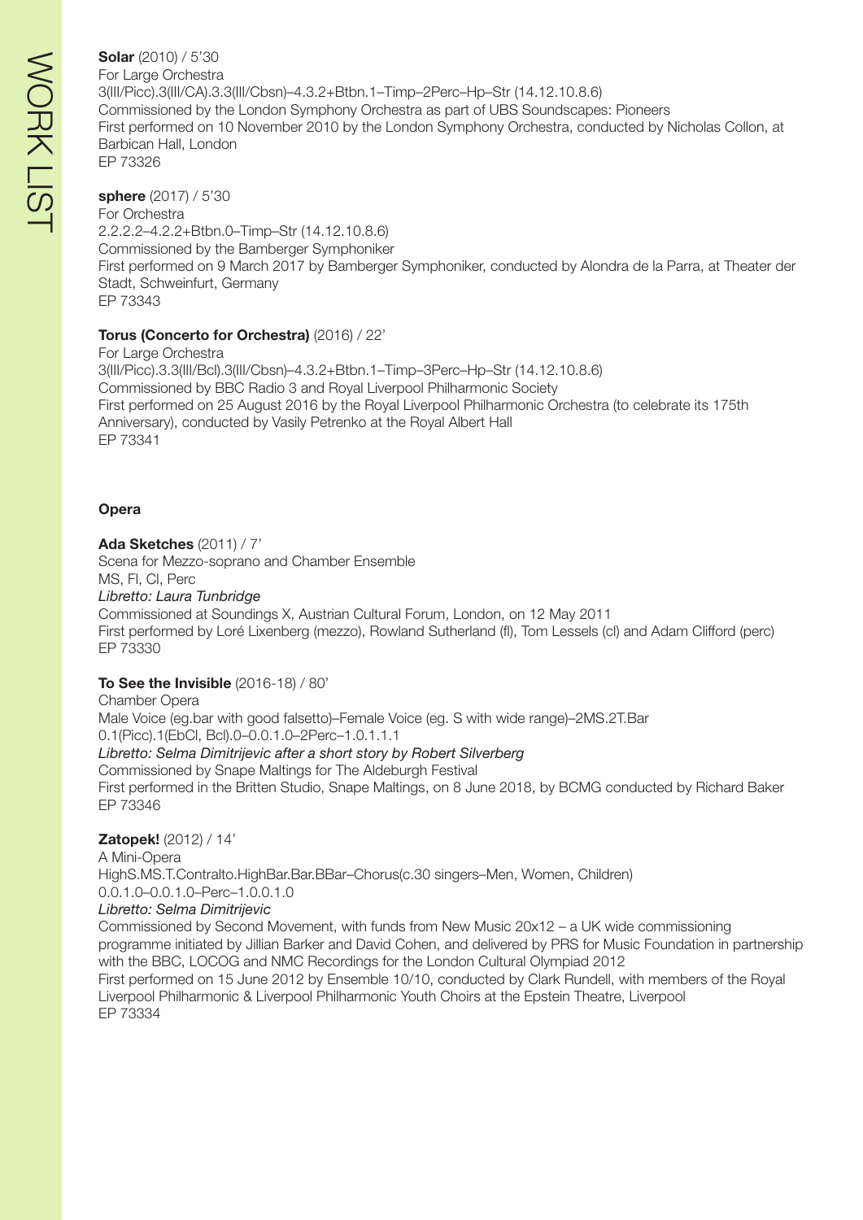**Solar** (2010) / 5'30
For Large Orchestra
3(III/Picc).3(III/CA).3.3(III/Cbsn)–4.3.2+Btbn.1–Timp–2Perc–Hp–Str (14.12.10.8.6)
Commissioned by the London Symphony Orchestra as part of UBS Soundscapes: Pioneers
First performed on 10 November 2010 by the London Symphony Orchestra, conducted by Nicholas Collon, at Barbican Hall, London
EP 73326

**sphere** (2017) / 5'30
For Orchestra
2.2.2.2–4.2.2+Btbn.0–Timp–Str (14.12.10.8.6)
Commissioned by the Bamberger Symphoniker
First performed on 9 March 2017 by Bamberger Symphoniker, conducted by Alondra de la Parra, at Theater der Stadt, Schweinfurt, Germany
EP 73343

**Torus (Concerto for Orchestra)** (2016) / 22'
For Large Orchestra
3(III/Picc).3.3(III/Bcl).3(III/Cbsn)–4.3.2+Btbn.1–Timp–3Perc–Hp–Str (14.12.10.8.6)
Commissioned by BBC Radio 3 and Royal Liverpool Philharmonic Society
First performed on 25 August 2016 by the Royal Liverpool Philharmonic Orchestra (to celebrate its 175th Anniversary), conducted by Vasily Petrenko at the Royal Albert Hall
EP 73341

## Opera

**Ada Sketches** (2011) / 7'
Scena for Mezzo-soprano and Chamber Ensemble
MS, Fl, Cl, Perc
*Libretto: Laura Tunbridge*
Commissioned at Soundings X, Austrian Cultural Forum, London, on 12 May 2011
First performed by Loré Lixenberg (mezzo), Rowland Sutherland (fl), Tom Lessels (cl) and Adam Clifford (perc)
EP 73330

**To See the Invisible** (2016-18) / 80'
Chamber Opera
Male Voice (eg.bar with good falsetto)–Female Voice (eg. S with wide range)–2MS.2T.Bar
0.1(Picc).1(EbCl, Bcl).0–0.0.1.0–2Perc–1.0.1.1.1
*Libretto: Selma Dimitrijevic after a short story by Robert Silverberg*
Commissioned by Snape Maltings for The Aldeburgh Festival
First performed in the Britten Studio, Snape Maltings, on 8 June 2018, by BCMG conducted by Richard Baker
EP 73346

**Zatopek!** (2012) / 14'
A Mini-Opera
HighS.MS.T.Contralto.HighBar.Bar.BBar–Chorus(c.30 singers–Men, Women, Children)
0.0.1.0–0.0.1.0–Perc–1.0.0.1.0
*Libretto: Selma Dimitrijevic*
Commissioned by Second Movement, with funds from New Music 20x12 – a UK wide commissioning programme initiated by Jillian Barker and David Cohen, and delivered by PRS for Music Foundation in partnership with the BBC, LOCOG and NMC Recordings for the London Cultural Olympiad 2012
First performed on 15 June 2012 by Ensemble 10/10, conducted by Clark Rundell, with members of the Royal Liverpool Philharmonic & Liverpool Philharmonic Youth Choirs at the Epstein Theatre, Liverpool
EP 73334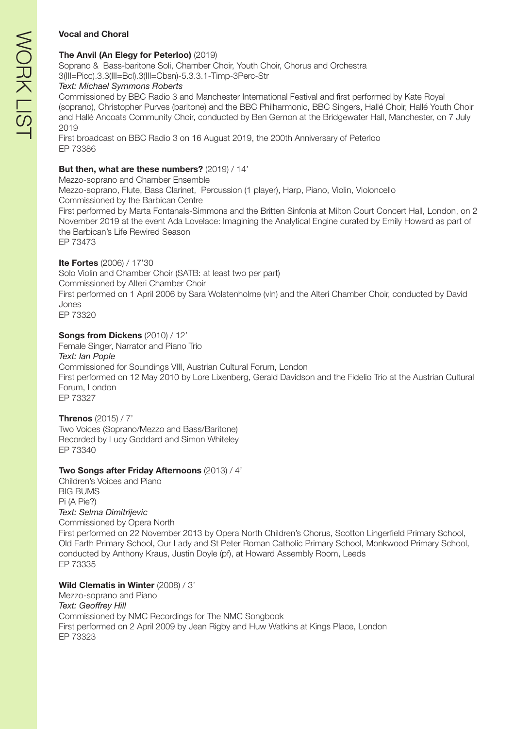## Vocal and Choral

**The Anvil (An Elegy for Peterloo)** (2019)
Soprano & Bass-baritone Soli, Chamber Choir, Youth Choir, Chorus and Orchestra
3(III=Picc).3.3(III=Bcl).3(III=Cbsn)-5.3.3.1-Timp-3Perc-Str
*Text: Michael Symmons Roberts*
Commissioned by BBC Radio 3 and Manchester International Festival and first performed by Kate Royal (soprano), Christopher Purves (baritone) and the BBC Philharmonic, BBC Singers, Hallé Choir, Hallé Youth Choir and Hallé Ancoats Community Choir, conducted by Ben Gernon at the Bridgewater Hall, Manchester, on 7 July 2019
First broadcast on BBC Radio 3 on 16 August 2019, the 200th Anniversary of Peterloo
EP 73386

**But then, what are these numbers?** (2019) / 14'
Mezzo-soprano and Chamber Ensemble
Mezzo-soprano, Flute, Bass Clarinet, Percussion (1 player), Harp, Piano, Violin, Violoncello
Commissioned by the Barbican Centre
First performed by Marta Fontanals-Simmons and the Britten Sinfonia at Milton Court Concert Hall, London, on 2 November 2019 at the event Ada Lovelace: Imagining the Analytical Engine curated by Emily Howard as part of the Barbican's Life Rewired Season
EP 73473

**Ite Fortes** (2006) / 17'30
Solo Violin and Chamber Choir (SATB: at least two per part)
Commissioned by Alteri Chamber Choir
First performed on 1 April 2006 by Sara Wolstenholme (vln) and the Alteri Chamber Choir, conducted by David Jones
EP 73320

**Songs from Dickens** (2010) / 12'
Female Singer, Narrator and Piano Trio
*Text: Ian Pople*
Commissioned for Soundings VIII, Austrian Cultural Forum, London
First performed on 12 May 2010 by Lore Lixenberg, Gerald Davidson and the Fidelio Trio at the Austrian Cultural Forum, London
EP 73327

**Threnos** (2015) / 7'
Two Voices (Soprano/Mezzo and Bass/Baritone)
Recorded by Lucy Goddard and Simon Whiteley
EP 73340

**Two Songs after Friday Afternoons** (2013) / 4'
Children's Voices and Piano
BIG BUMS
Pi (A Pie?)
*Text: Selma Dimitrijevic*
Commissioned by Opera North
First performed on 22 November 2013 by Opera North Children's Chorus, Scotton Lingerfield Primary School, Old Earth Primary School, Our Lady and St Peter Roman Catholic Primary School, Monkwood Primary School, conducted by Anthony Kraus, Justin Doyle (pf), at Howard Assembly Room, Leeds
EP 73335

**Wild Clematis in Winter** (2008) / 3'
Mezzo-soprano and Piano
*Text: Geoffrey Hill*
Commissioned by NMC Recordings for The NMC Songbook
First performed on 2 April 2009 by Jean Rigby and Huw Watkins at Kings Place, London
EP 73323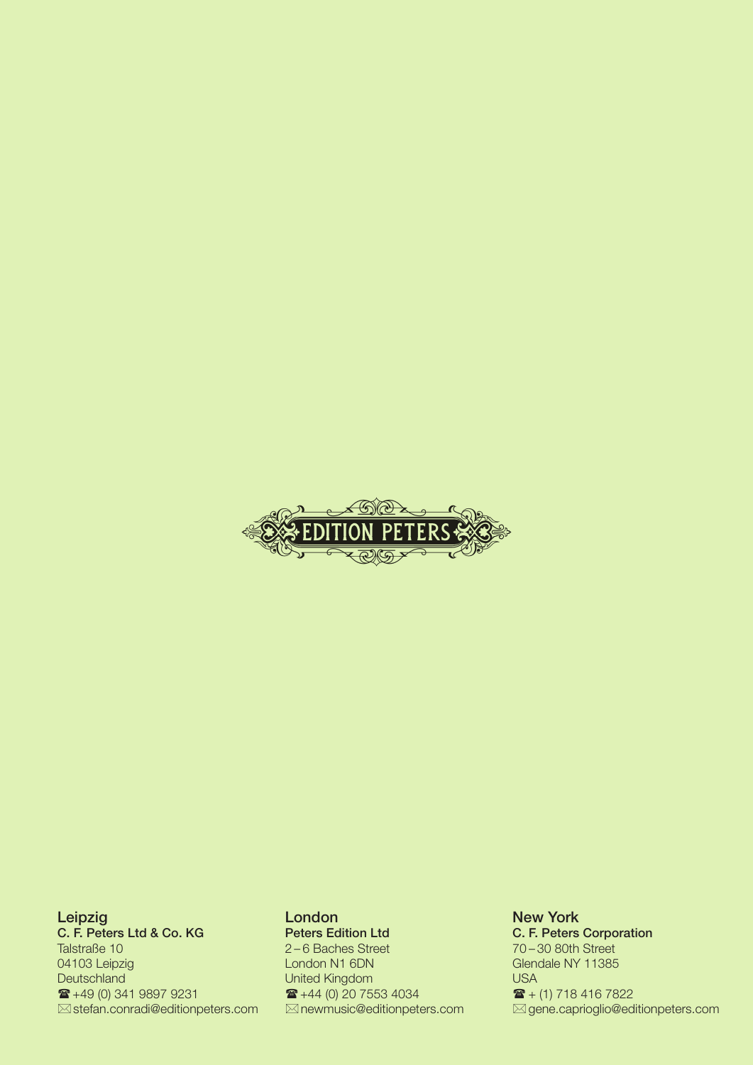EDITION PETERS

**Leipzig**
**C. F. Peters Ltd & Co. KG**
Talstraße 10
04103 Leipzig
Deutschland
☎ +49 (0) 341 9897 9231
✉ stefan.conradi@editionpeters.com

**London**
**Peters Edition Ltd**
2 – 6 Baches Street
London N1 6DN
United Kingdom
☎ +44 (0) 20 7553 4034
✉ newmusic@editionpeters.com

**New York**
**C. F. Peters Corporation**
70 – 30 80th Street
Glendale NY 11385
USA
☎ + (1) 718 416 7822
✉ gene.caprioglio@editionpeters.com